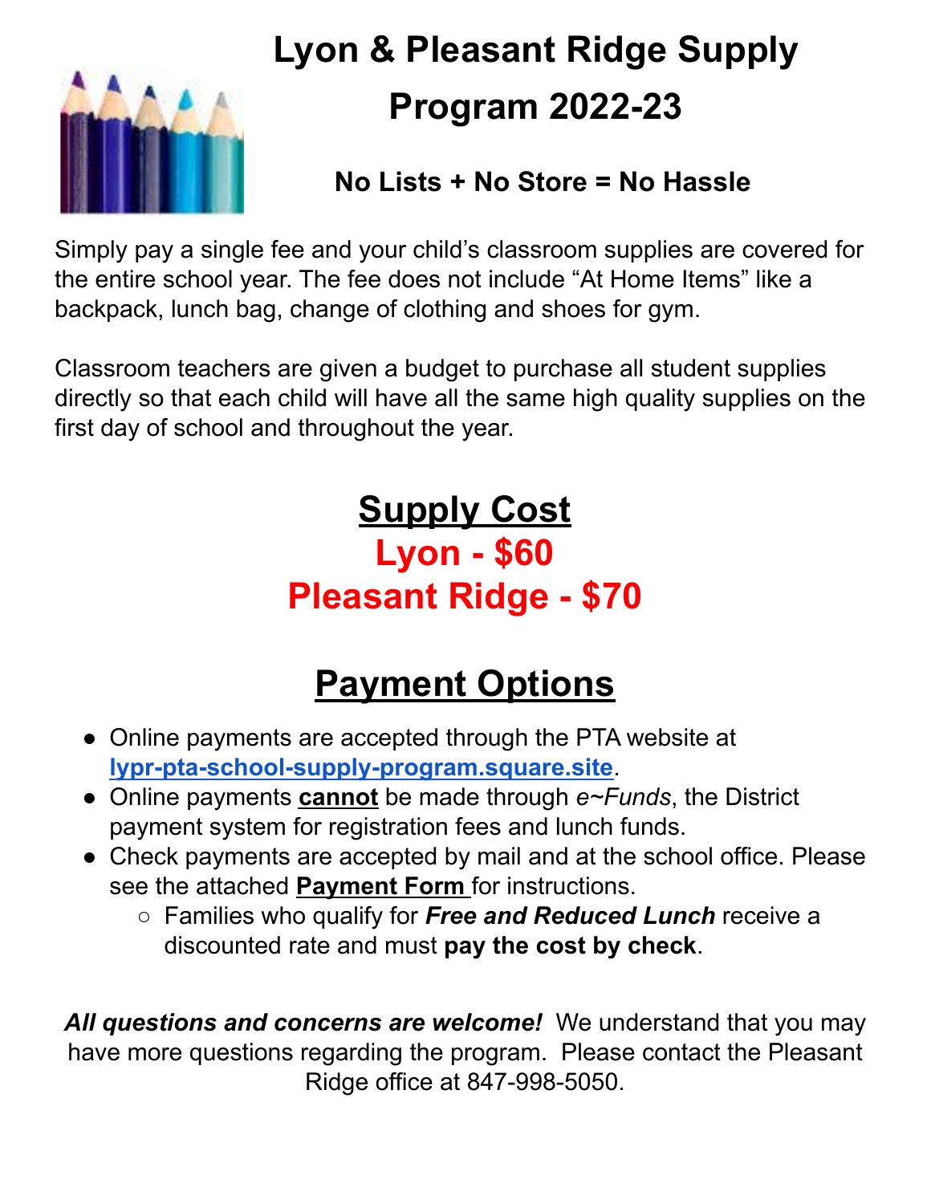# Lyon & Pleasant Ridge Supply Program 2022-23

### No Lists + No Store = No Hassle

Simply pay a single fee and your child's classroom supplies are covered for the entire school year. The fee does not include "At Home Items" like a backpack, lunch bag, change of clothing and shoes for gym.

Classroom teachers are given a budget to purchase all student supplies directly so that each child will have all the same high quality supplies on the first day of school and throughout the year.

## Supply Cost

## Lyon - $60

## Pleasant Ridge - $70

## Payment Options

- Online payments are accepted through the PTA website at **lypr-pta-school-supply-program.square.site**.
- Online payments **cannot** be made through *e~Funds*, the District payment system for registration fees and lunch funds.
- Check payments are accepted by mail and at the school office. Please see the attached **Payment Form** for instructions.
  - Families who qualify for ***Free and Reduced Lunch*** receive a discounted rate and must **pay the cost by check**.

***All questions and concerns are welcome!*** We understand that you may have more questions regarding the program. Please contact the Pleasant Ridge office at 847-998-5050.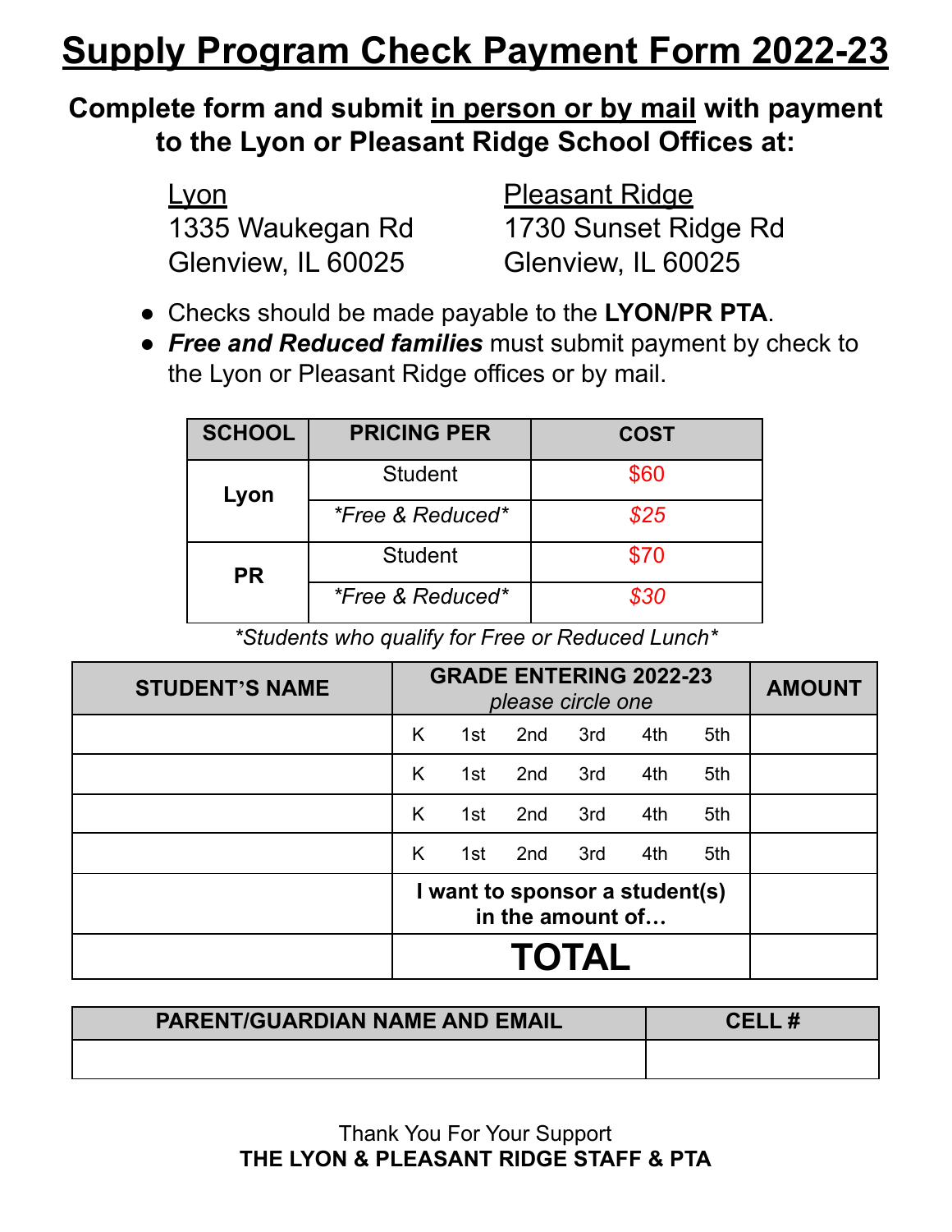# Supply Program Check Payment Form 2022-23

## Complete form and submit in person or by mail with payment to the Lyon or Pleasant Ridge School Offices at:

Lyon
1335 Waukegan Rd
Glenview, IL 60025

Pleasant Ridge
1730 Sunset Ridge Rd
Glenview, IL 60025

- Checks should be made payable to the **LYON/PR PTA**.
- ***Free and Reduced families*** must submit payment by check to the Lyon or Pleasant Ridge offices or by mail.

| SCHOOL | PRICING PER | COST |
|---|---|---|
| Lyon | Student | $60 |
| | *\*Free & Reduced\** | *$25* |
| PR | Student | $70 |
| | *\*Free & Reduced\** | *$30* |

*\*Students who qualify for Free or Reduced Lunch\**

| STUDENT'S NAME | GRADE ENTERING 2022-23 *please circle one* | AMOUNT |
|---|---|---|
| | K 1st 2nd 3rd 4th 5th | |
| | K 1st 2nd 3rd 4th 5th | |
| | K 1st 2nd 3rd 4th 5th | |
| | K 1st 2nd 3rd 4th 5th | |
| | **I want to sponsor a student(s) in the amount of…** | |
| | **TOTAL** | |

| PARENT/GUARDIAN NAME AND EMAIL | CELL # |
|---|---|
| | |

Thank You For Your Support
**THE LYON & PLEASANT RIDGE STAFF & PTA**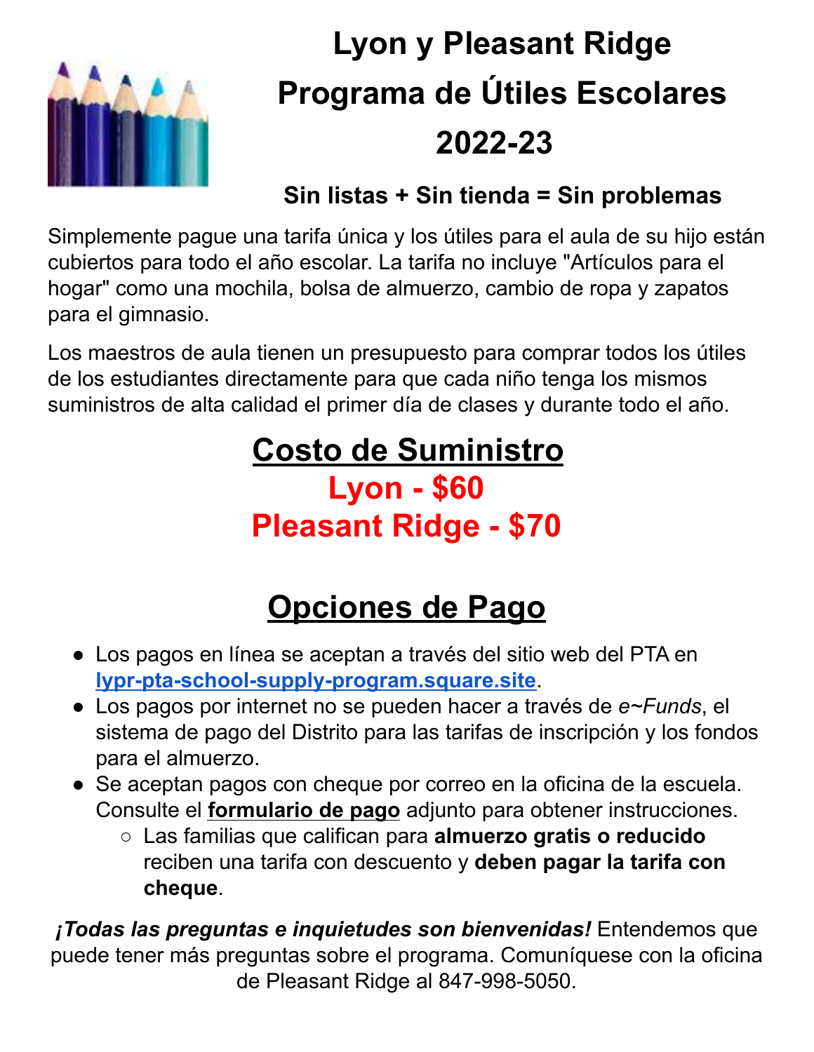# Lyon y Pleasant Ridge Programa de Útiles Escolares 2022-23

### Sin listas + Sin tienda = Sin problemas

Simplemente pague una tarifa única y los útiles para el aula de su hijo están cubiertos para todo el año escolar. La tarifa no incluye "Artículos para el hogar" como una mochila, bolsa de almuerzo, cambio de ropa y zapatos para el gimnasio.

Los maestros de aula tienen un presupuesto para comprar todos los útiles de los estudiantes directamente para que cada niño tenga los mismos suministros de alta calidad el primer día de clases y durante todo el año.

## Costo de Suministro

**Lyon - $60**

**Pleasant Ridge - $70**

## Opciones de Pago

- Los pagos en línea se aceptan a través del sitio web del PTA en **lypr-pta-school-supply-program.square.site**.
- Los pagos por internet no se pueden hacer a través de *e~Funds*, el sistema de pago del Distrito para las tarifas de inscripción y los fondos para el almuerzo.
- Se aceptan pagos con cheque por correo en la oficina de la escuela. Consulte el **formulario de pago** adjunto para obtener instrucciones.
  - Las familias que califican para **almuerzo gratis o reducido** reciben una tarifa con descuento y **deben pagar la tarifa con cheque**.

***¡Todas las preguntas e inquietudes son bienvenidas!*** Entendemos que puede tener más preguntas sobre el programa. Comuníquese con la oficina de Pleasant Ridge al 847-998-5050.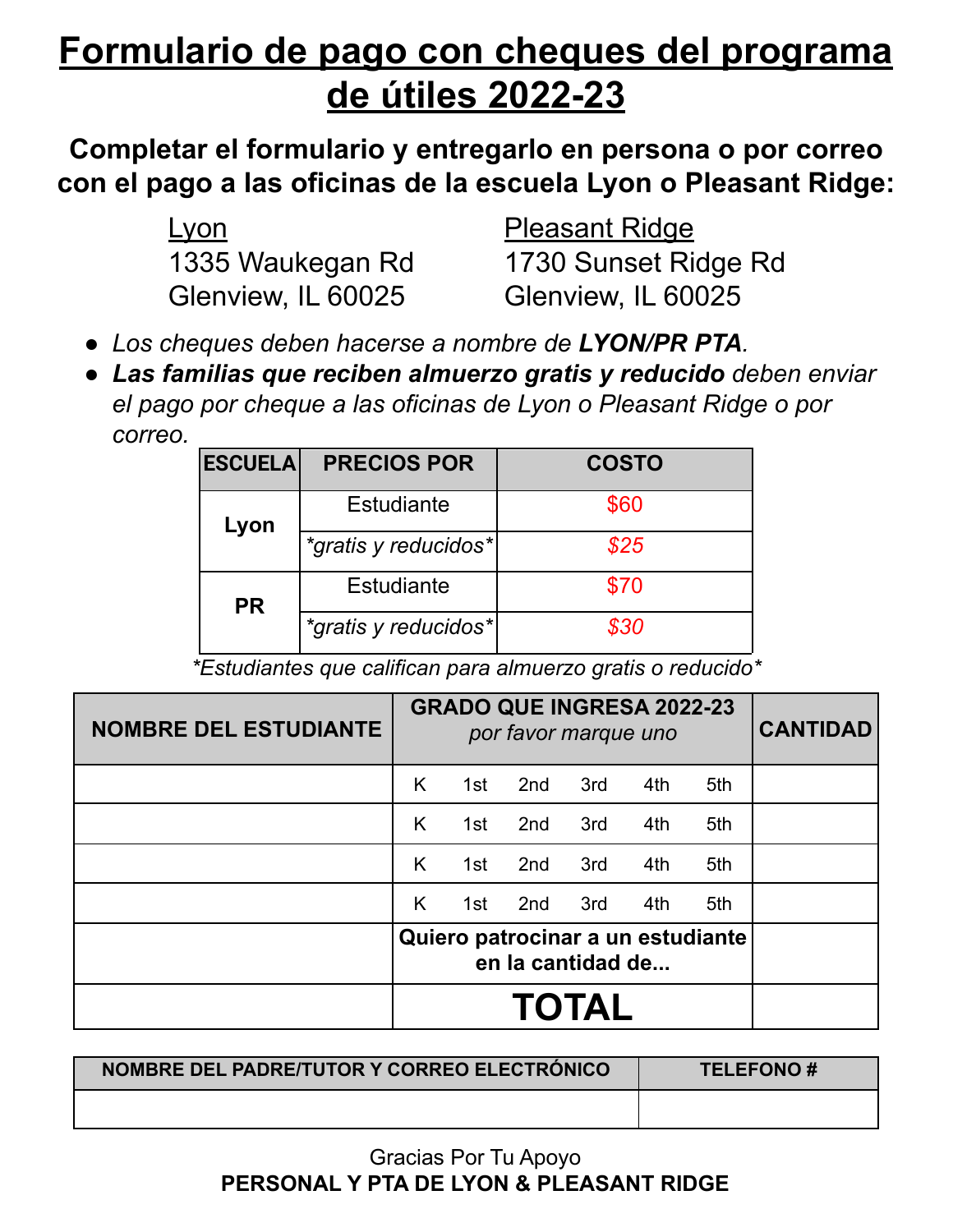# Formulario de pago con cheques del programa de útiles 2022-23

**Completar el formulario y entregarlo en persona o por correo con el pago a las oficinas de la escuela Lyon o Pleasant Ridge:**

Lyon
1335 Waukegan Rd
Glenview, IL 60025

Pleasant Ridge
1730 Sunset Ridge Rd
Glenview, IL 60025

- *Los cheques deben hacerse a nombre de **LYON/PR PTA**.*
- ***Las familias que reciben almuerzo gratis y reducido** deben enviar el pago por cheque a las oficinas de Lyon o Pleasant Ridge o por correo.*

| ESCUELA | PRECIOS POR | COSTO |
|---|---|---|
| **Lyon** | Estudiante | $60 |
| | *\*gratis y reducidos\** | *$25* |
| **PR** | Estudiante | $70 |
| | *\*gratis y reducidos\** | *$30* |

*\*Estudiantes que califican para almuerzo gratis o reducido\**

| NOMBRE DEL ESTUDIANTE | GRADO QUE INGRESA 2022-23 *por favor marque uno* | CANTIDAD |
|---|---|---|
| | K 1st 2nd 3rd 4th 5th | |
| | K 1st 2nd 3rd 4th 5th | |
| | K 1st 2nd 3rd 4th 5th | |
| | K 1st 2nd 3rd 4th 5th | |
| | **Quiero patrocinar a un estudiante en la cantidad de...** | |
| | **TOTAL** | |

| NOMBRE DEL PADRE/TUTOR Y CORREO ELECTRÓNICO | TELEFONO # |
|---|---|
| | |

Gracias Por Tu Apoyo
**PERSONAL Y PTA DE LYON & PLEASANT RIDGE**